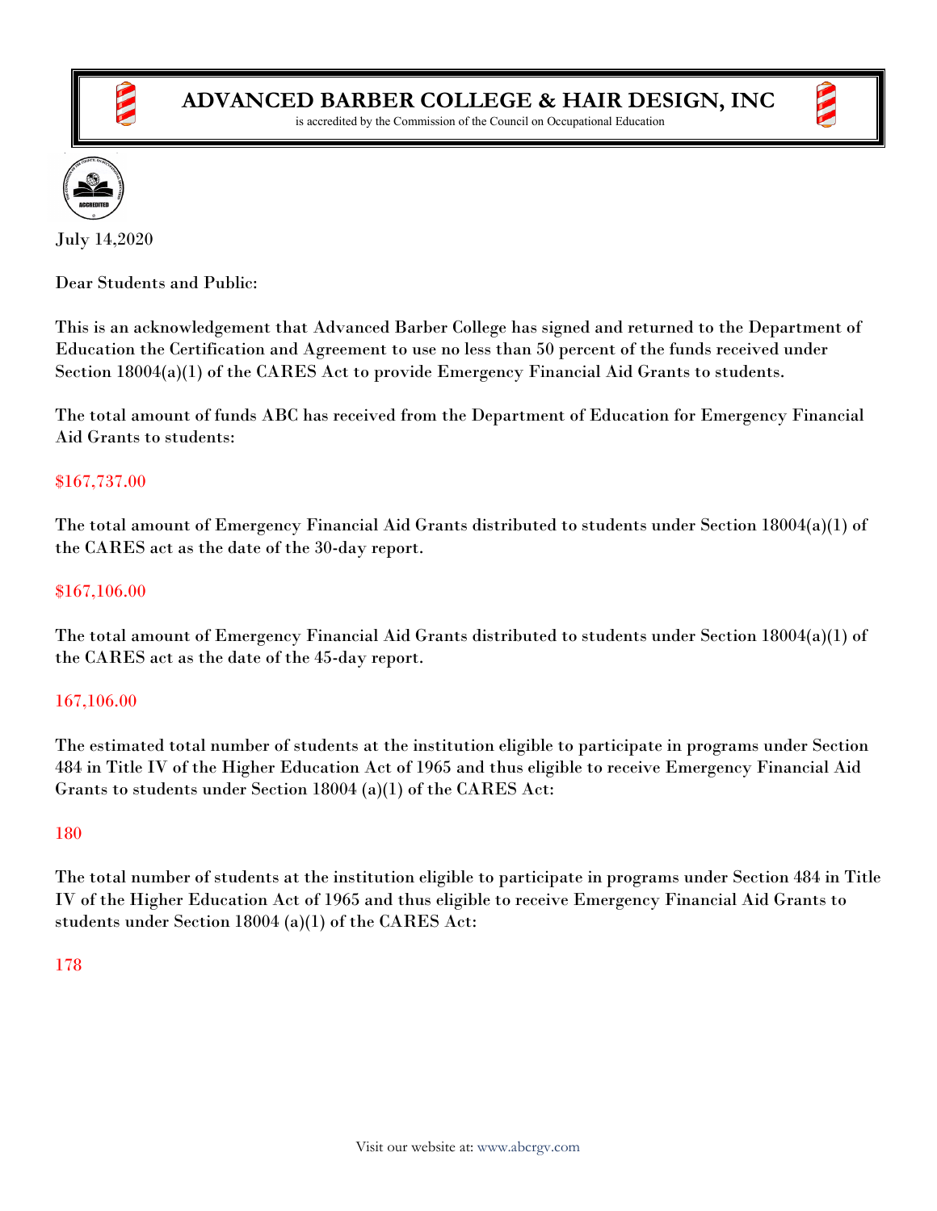# ADVANCED BARBER COLLEGE & HAIR DESIGN, INC

is accredited by the Commission of the Council on Occupational Education

July 14,2020

Dear Students and Public:

This is an acknowledgement that Advanced Barber College has signed and returned to the Department of Education the Certification and Agreement to use no less than 50 percent of the funds received under Section 18004(a)(1) of the CARES Act to provide Emergency Financial Aid Grants to students.

The total amount of funds ABC has received from the Department of Education for Emergency Financial Aid Grants to students:

$167,737.00

The total amount of Emergency Financial Aid Grants distributed to students under Section 18004(a)(1) of the CARES act as the date of the 30-day report.

$167,106.00

The total amount of Emergency Financial Aid Grants distributed to students under Section 18004(a)(1) of the CARES act as the date of the 45-day report.

167,106.00

The estimated total number of students at the institution eligible to participate in programs under Section 484 in Title IV of the Higher Education Act of 1965 and thus eligible to receive Emergency Financial Aid Grants to students under Section 18004 (a)(1) of the CARES Act:

180

The total number of students at the institution eligible to participate in programs under Section 484 in Title IV of the Higher Education Act of 1965 and thus eligible to receive Emergency Financial Aid Grants to students under Section 18004 (a)(1) of the CARES Act:

178

Visit our website at: www.abcrgv.com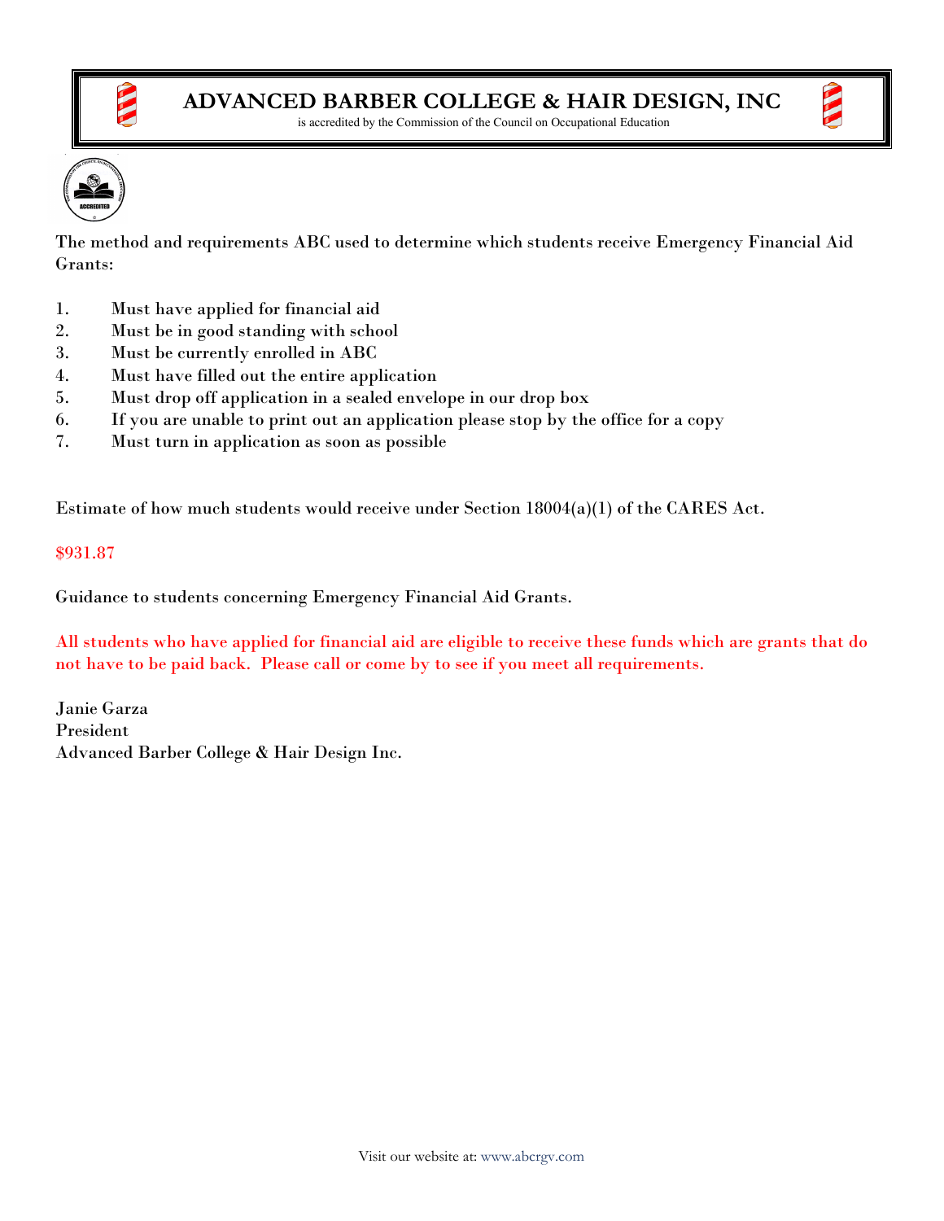# ADVANCED BARBER COLLEGE & HAIR DESIGN, INC

is accredited by the Commission of the Council on Occupational Education

The method and requirements ABC used to determine which students receive Emergency Financial Aid Grants:

1. Must have applied for financial aid
2. Must be in good standing with school
3. Must be currently enrolled in ABC
4. Must have filled out the entire application
5. Must drop off application in a sealed envelope in our drop box
6. If you are unable to print out an application please stop by the office for a copy
7. Must turn in application as soon as possible

Estimate of how much students would receive under Section 18004(a)(1) of the CARES Act.

$931.87

Guidance to students concerning Emergency Financial Aid Grants.

All students who have applied for financial aid are eligible to receive these funds which are grants that do not have to be paid back. Please call or come by to see if you meet all requirements.

Janie Garza
President
Advanced Barber College & Hair Design Inc.

Visit our website at: www.abcrgv.com